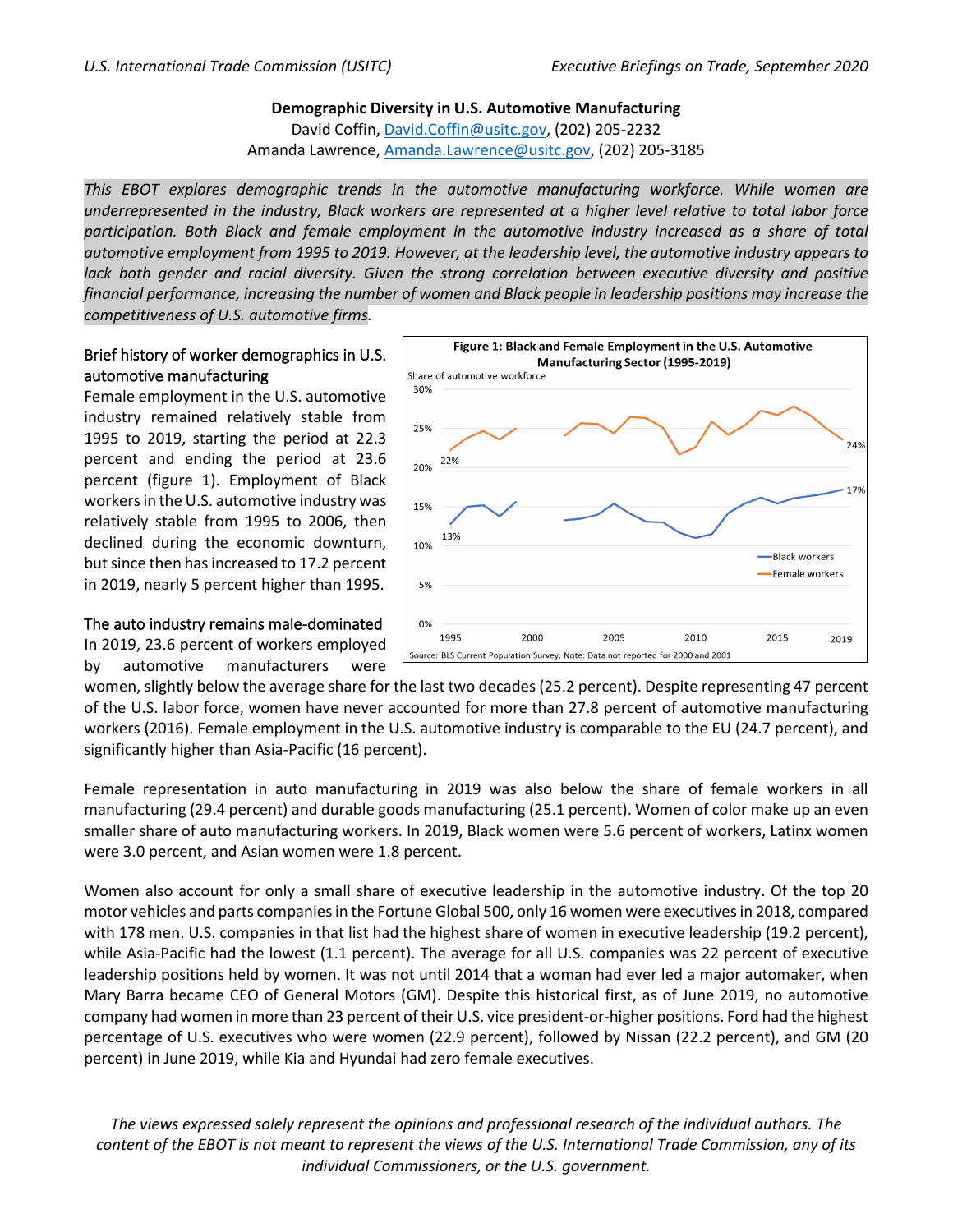**Demographic Diversity in U.S. Automotive Manufacturing**

David Coffin, David.Coffin@usitc.gov, (202) 205-2232
Amanda Lawrence, Amanda.Lawrence@usitc.gov, (202) 205-3185

*This EBOT explores demographic trends in the automotive manufacturing workforce. While women are underrepresented in the industry, Black workers are represented at a higher level relative to total labor force participation. Both Black and female employment in the automotive industry increased as a share of total automotive employment from 1995 to 2019. However, at the leadership level, the automotive industry appears to lack both gender and racial diversity. Given the strong correlation between executive diversity and positive financial performance, increasing the number of women and Black people in leadership positions may increase the competitiveness of U.S. automotive firms.*

## Brief history of worker demographics in U.S. automotive manufacturing

Female employment in the U.S. automotive industry remained relatively stable from 1995 to 2019, starting the period at 22.3 percent and ending the period at 23.6 percent (figure 1). Employment of Black workers in the U.S. automotive industry was relatively stable from 1995 to 2006, then declined during the economic downturn, but since then has increased to 17.2 percent in 2019, nearly 5 percent higher than 1995.

**Figure 1: Black and Female Employment in the U.S. Automotive Manufacturing Sector (1995-2019)**

Source: BLS Current Population Survey. Note: Data not reported for 2000 and 2001

## The auto industry remains male-dominated

In 2019, 23.6 percent of workers employed by automotive manufacturers were women, slightly below the average share for the last two decades (25.2 percent). Despite representing 47 percent of the U.S. labor force, women have never accounted for more than 27.8 percent of automotive manufacturing workers (2016). Female employment in the U.S. automotive industry is comparable to the EU (24.7 percent), and significantly higher than Asia-Pacific (16 percent).

Female representation in auto manufacturing in 2019 was also below the share of female workers in all manufacturing (29.4 percent) and durable goods manufacturing (25.1 percent). Women of color make up an even smaller share of auto manufacturing workers. In 2019, Black women were 5.6 percent of workers, Latinx women were 3.0 percent, and Asian women were 1.8 percent.

Women also account for only a small share of executive leadership in the automotive industry. Of the top 20 motor vehicles and parts companies in the Fortune Global 500, only 16 women were executives in 2018, compared with 178 men. U.S. companies in that list had the highest share of women in executive leadership (19.2 percent), while Asia-Pacific had the lowest (1.1 percent). The average for all U.S. companies was 22 percent of executive leadership positions held by women. It was not until 2014 that a woman had ever led a major automaker, when Mary Barra became CEO of General Motors (GM). Despite this historical first, as of June 2019, no automotive company had women in more than 23 percent of their U.S. vice president-or-higher positions. Ford had the highest percentage of U.S. executives who were women (22.9 percent), followed by Nissan (22.2 percent), and GM (20 percent) in June 2019, while Kia and Hyundai had zero female executives.

*The views expressed solely represent the opinions and professional research of the individual authors. The content of the EBOT is not meant to represent the views of the U.S. International Trade Commission, any of its individual Commissioners, or the U.S. government.*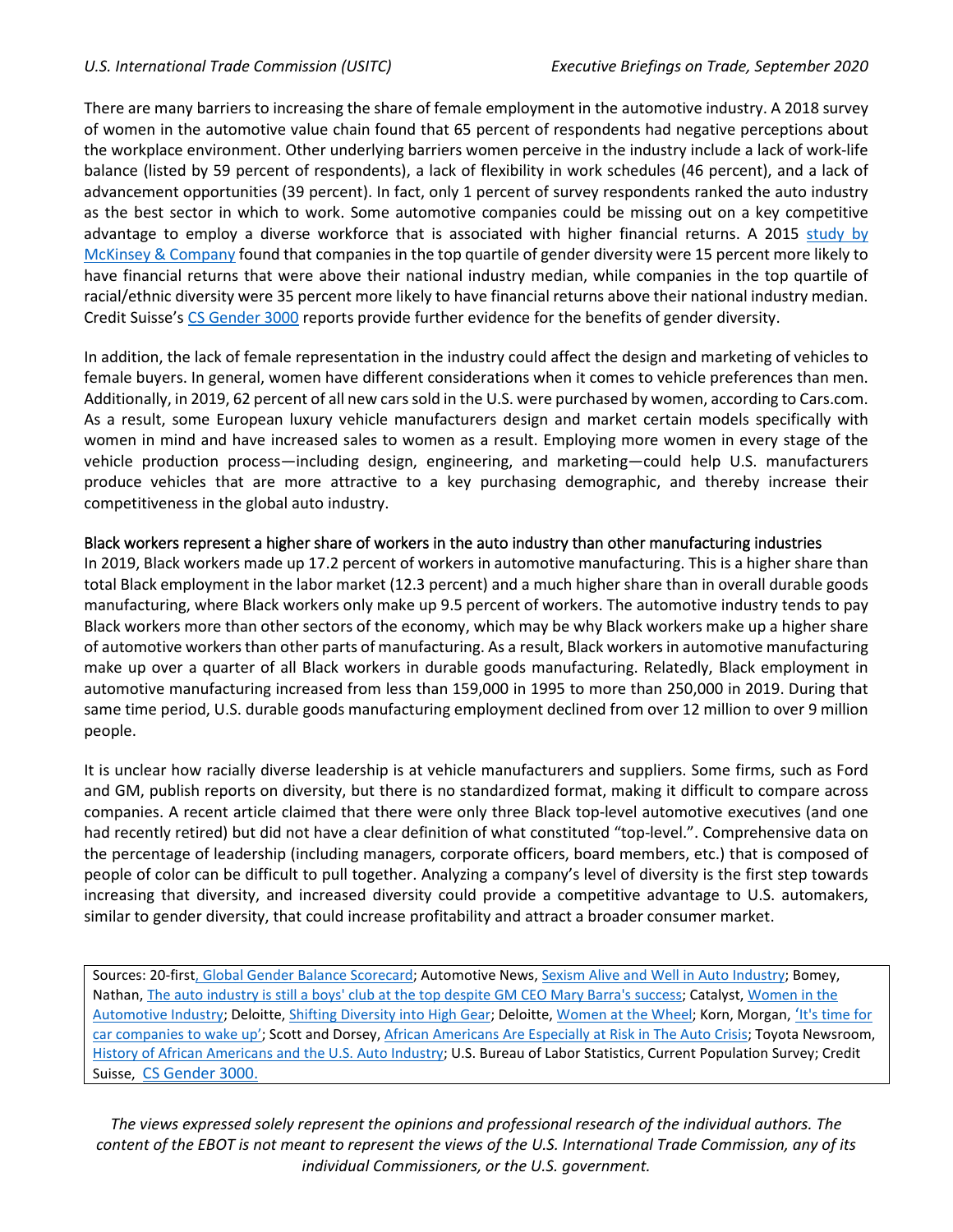There are many barriers to increasing the share of female employment in the automotive industry. A 2018 survey of women in the automotive value chain found that 65 percent of respondents had negative perceptions about the workplace environment. Other underlying barriers women perceive in the industry include a lack of work-life balance (listed by 59 percent of respondents), a lack of flexibility in work schedules (46 percent), and a lack of advancement opportunities (39 percent). In fact, only 1 percent of survey respondents ranked the auto industry as the best sector in which to work. Some automotive companies could be missing out on a key competitive advantage to employ a diverse workforce that is associated with higher financial returns. A 2015 study by McKinsey & Company found that companies in the top quartile of gender diversity were 15 percent more likely to have financial returns that were above their national industry median, while companies in the top quartile of racial/ethnic diversity were 35 percent more likely to have financial returns above their national industry median. Credit Suisse's CS Gender 3000 reports provide further evidence for the benefits of gender diversity.

In addition, the lack of female representation in the industry could affect the design and marketing of vehicles to female buyers. In general, women have different considerations when it comes to vehicle preferences than men. Additionally, in 2019, 62 percent of all new cars sold in the U.S. were purchased by women, according to Cars.com. As a result, some European luxury vehicle manufacturers design and market certain models specifically with women in mind and have increased sales to women as a result. Employing more women in every stage of the vehicle production process—including design, engineering, and marketing—could help U.S. manufacturers produce vehicles that are more attractive to a key purchasing demographic, and thereby increase their competitiveness in the global auto industry.

### Black workers represent a higher share of workers in the auto industry than other manufacturing industries

In 2019, Black workers made up 17.2 percent of workers in automotive manufacturing. This is a higher share than total Black employment in the labor market (12.3 percent) and a much higher share than in overall durable goods manufacturing, where Black workers only make up 9.5 percent of workers. The automotive industry tends to pay Black workers more than other sectors of the economy, which may be why Black workers make up a higher share of automotive workers than other parts of manufacturing. As a result, Black workers in automotive manufacturing make up over a quarter of all Black workers in durable goods manufacturing. Relatedly, Black employment in automotive manufacturing increased from less than 159,000 in 1995 to more than 250,000 in 2019. During that same time period, U.S. durable goods manufacturing employment declined from over 12 million to over 9 million people.

It is unclear how racially diverse leadership is at vehicle manufacturers and suppliers. Some firms, such as Ford and GM, publish reports on diversity, but there is no standardized format, making it difficult to compare across companies. A recent article claimed that there were only three Black top-level automotive executives (and one had recently retired) but did not have a clear definition of what constituted "top-level.". Comprehensive data on the percentage of leadership (including managers, corporate officers, board members, etc.) that is composed of people of color can be difficult to pull together. Analyzing a company's level of diversity is the first step towards increasing that diversity, and increased diversity could provide a competitive advantage to U.S. automakers, similar to gender diversity, that could increase profitability and attract a broader consumer market.

Sources: 20-first, Global Gender Balance Scorecard; Automotive News, Sexism Alive and Well in Auto Industry; Bomey, Nathan, The auto industry is still a boys' club at the top despite GM CEO Mary Barra's success; Catalyst, Women in the Automotive Industry; Deloitte, Shifting Diversity into High Gear; Deloitte, Women at the Wheel; Korn, Morgan, 'It's time for car companies to wake up'; Scott and Dorsey, African Americans Are Especially at Risk in The Auto Crisis; Toyota Newsroom, History of African Americans and the U.S. Auto Industry; U.S. Bureau of Labor Statistics, Current Population Survey; Credit Suisse, CS Gender 3000.

*The views expressed solely represent the opinions and professional research of the individual authors. The content of the EBOT is not meant to represent the views of the U.S. International Trade Commission, any of its individual Commissioners, or the U.S. government.*